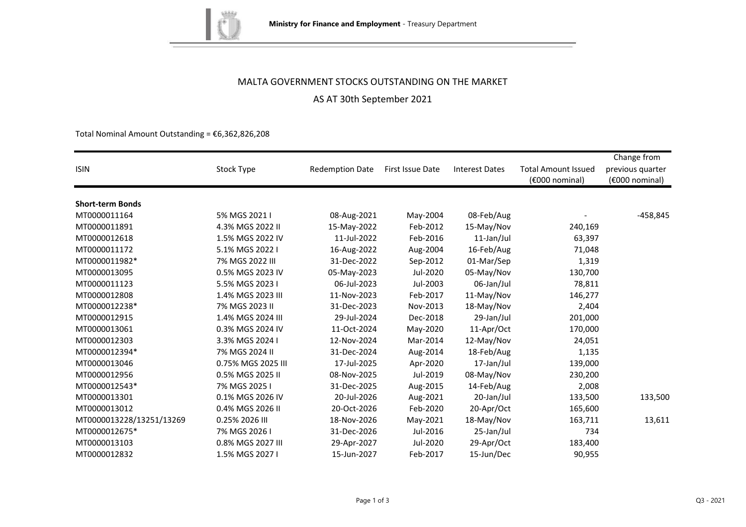Ministry for Finance and Employment - Treasury Department

# MALTA GOVERNMENT STOCKS OUTSTANDING ON THE MARKET

## AS AT 30th September 2021

Total Nominal Amount Outstanding = €6,362,826,208

| ISIN | Stock Type | Redemption Date | First Issue Date | Interest Dates | Total Amount Issued (€000 nominal) | Change from previous quarter (€000 nominal) |
|---|---|---|---|---|---|---|
| **Short-term Bonds** | | | | | | |
| MT0000011164 | 5% MGS 2021 I | 08-Aug-2021 | May-2004 | 08-Feb/Aug | - | -458,845 |
| MT0000011891 | 4.3% MGS 2022 II | 15-May-2022 | Feb-2012 | 15-May/Nov | 240,169 | |
| MT0000012618 | 1.5% MGS 2022 IV | 11-Jul-2022 | Feb-2016 | 11-Jan/Jul | 63,397 | |
| MT0000011172 | 5.1% MGS 2022 I | 16-Aug-2022 | Aug-2004 | 16-Feb/Aug | 71,048 | |
| MT0000011982* | 7% MGS 2022 III | 31-Dec-2022 | Sep-2012 | 01-Mar/Sep | 1,319 | |
| MT0000013095 | 0.5% MGS 2023 IV | 05-May-2023 | Jul-2020 | 05-May/Nov | 130,700 | |
| MT0000011123 | 5.5% MGS 2023 I | 06-Jul-2023 | Jul-2003 | 06-Jan/Jul | 78,811 | |
| MT0000012808 | 1.4% MGS 2023 III | 11-Nov-2023 | Feb-2017 | 11-May/Nov | 146,277 | |
| MT0000012238* | 7% MGS 2023 II | 31-Dec-2023 | Nov-2013 | 18-May/Nov | 2,404 | |
| MT0000012915 | 1.4% MGS 2024 III | 29-Jul-2024 | Dec-2018 | 29-Jan/Jul | 201,000 | |
| MT0000013061 | 0.3% MGS 2024 IV | 11-Oct-2024 | May-2020 | 11-Apr/Oct | 170,000 | |
| MT0000012303 | 3.3% MGS 2024 I | 12-Nov-2024 | Mar-2014 | 12-May/Nov | 24,051 | |
| MT0000012394* | 7% MGS 2024 II | 31-Dec-2024 | Aug-2014 | 18-Feb/Aug | 1,135 | |
| MT0000013046 | 0.75% MGS 2025 III | 17-Jul-2025 | Apr-2020 | 17-Jan/Jul | 139,000 | |
| MT0000012956 | 0.5% MGS 2025 II | 08-Nov-2025 | Jul-2019 | 08-May/Nov | 230,200 | |
| MT0000012543* | 7% MGS 2025 I | 31-Dec-2025 | Aug-2015 | 14-Feb/Aug | 2,008 | |
| MT0000013301 | 0.1% MGS 2026 IV | 20-Jul-2026 | Aug-2021 | 20-Jan/Jul | 133,500 | 133,500 |
| MT0000013012 | 0.4% MGS 2026 II | 20-Oct-2026 | Feb-2020 | 20-Apr/Oct | 165,600 | |
| MT0000013228/13251/13269 | 0.25% 2026 III | 18-Nov-2026 | May-2021 | 18-May/Nov | 163,711 | 13,611 |
| MT0000012675* | 7% MGS 2026 I | 31-Dec-2026 | Jul-2016 | 25-Jan/Jul | 734 | |
| MT0000013103 | 0.8% MGS 2027 III | 29-Apr-2027 | Jul-2020 | 29-Apr/Oct | 183,400 | |
| MT0000012832 | 1.5% MGS 2027 I | 15-Jun-2027 | Feb-2017 | 15-Jun/Dec | 90,955 | |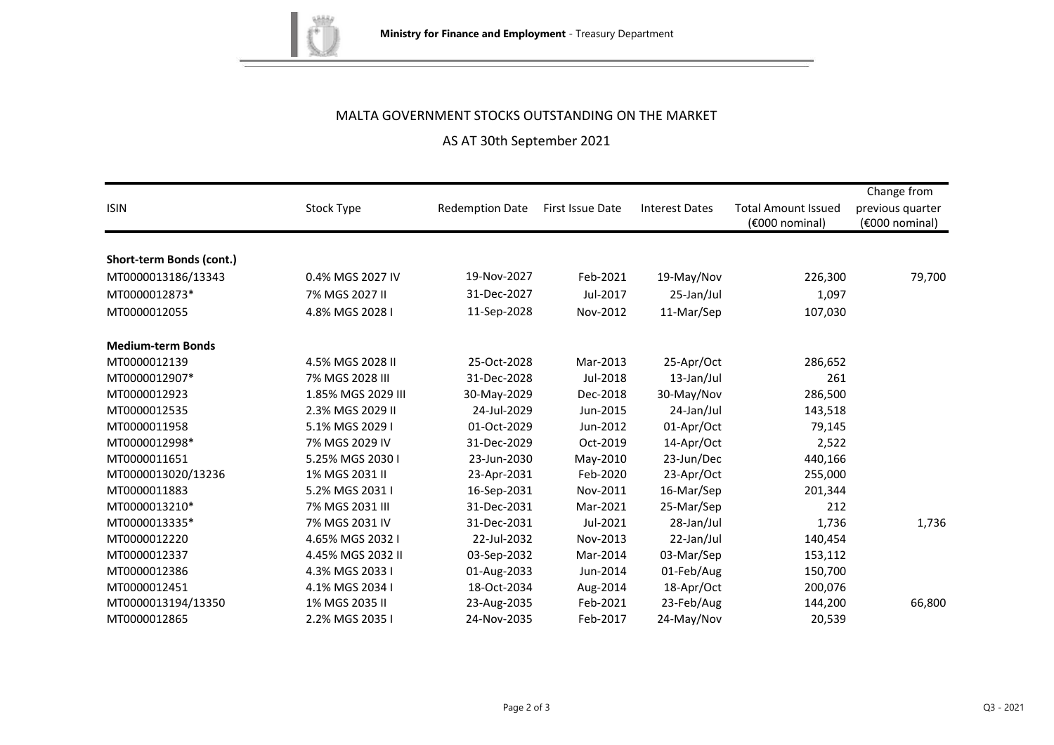# MALTA GOVERNMENT STOCKS OUTSTANDING ON THE MARKET

## AS AT 30th September 2021

| ISIN | Stock Type | Redemption Date | First Issue Date | Interest Dates | Total Amount Issued (€000 nominal) | Change from previous quarter (€000 nominal) |
|---|---|---|---|---|---|---|
| **Short-term Bonds (cont.)** | | | | | | |
| MT0000013186/13343 | 0.4% MGS 2027 IV | 19-Nov-2027 | Feb-2021 | 19-May/Nov | 226,300 | 79,700 |
| MT0000012873* | 7% MGS 2027 II | 31-Dec-2027 | Jul-2017 | 25-Jan/Jul | 1,097 | |
| MT0000012055 | 4.8% MGS 2028 I | 11-Sep-2028 | Nov-2012 | 11-Mar/Sep | 107,030 | |
| **Medium-term Bonds** | | | | | | |
| MT0000012139 | 4.5% MGS 2028 II | 25-Oct-2028 | Mar-2013 | 25-Apr/Oct | 286,652 | |
| MT0000012907* | 7% MGS 2028 III | 31-Dec-2028 | Jul-2018 | 13-Jan/Jul | 261 | |
| MT0000012923 | 1.85% MGS 2029 III | 30-May-2029 | Dec-2018 | 30-May/Nov | 286,500 | |
| MT0000012535 | 2.3% MGS 2029 II | 24-Jul-2029 | Jun-2015 | 24-Jan/Jul | 143,518 | |
| MT0000011958 | 5.1% MGS 2029 I | 01-Oct-2029 | Jun-2012 | 01-Apr/Oct | 79,145 | |
| MT0000012998* | 7% MGS 2029 IV | 31-Dec-2029 | Oct-2019 | 14-Apr/Oct | 2,522 | |
| MT0000011651 | 5.25% MGS 2030 I | 23-Jun-2030 | May-2010 | 23-Jun/Dec | 440,166 | |
| MT0000013020/13236 | 1% MGS 2031 II | 23-Apr-2031 | Feb-2020 | 23-Apr/Oct | 255,000 | |
| MT0000011883 | 5.2% MGS 2031 I | 16-Sep-2031 | Nov-2011 | 16-Mar/Sep | 201,344 | |
| MT0000013210* | 7% MGS 2031 III | 31-Dec-2031 | Mar-2021 | 25-Mar/Sep | 212 | |
| MT0000013335* | 7% MGS 2031 IV | 31-Dec-2031 | Jul-2021 | 28-Jan/Jul | 1,736 | 1,736 |
| MT0000012220 | 4.65% MGS 2032 I | 22-Jul-2032 | Nov-2013 | 22-Jan/Jul | 140,454 | |
| MT0000012337 | 4.45% MGS 2032 II | 03-Sep-2032 | Mar-2014 | 03-Mar/Sep | 153,112 | |
| MT0000012386 | 4.3% MGS 2033 I | 01-Aug-2033 | Jun-2014 | 01-Feb/Aug | 150,700 | |
| MT0000012451 | 4.1% MGS 2034 I | 18-Oct-2034 | Aug-2014 | 18-Apr/Oct | 200,076 | |
| MT0000013194/13350 | 1% MGS 2035 II | 23-Aug-2035 | Feb-2021 | 23-Feb/Aug | 144,200 | 66,800 |
| MT0000012865 | 2.2% MGS 2035 I | 24-Nov-2035 | Feb-2017 | 24-May/Nov | 20,539 | |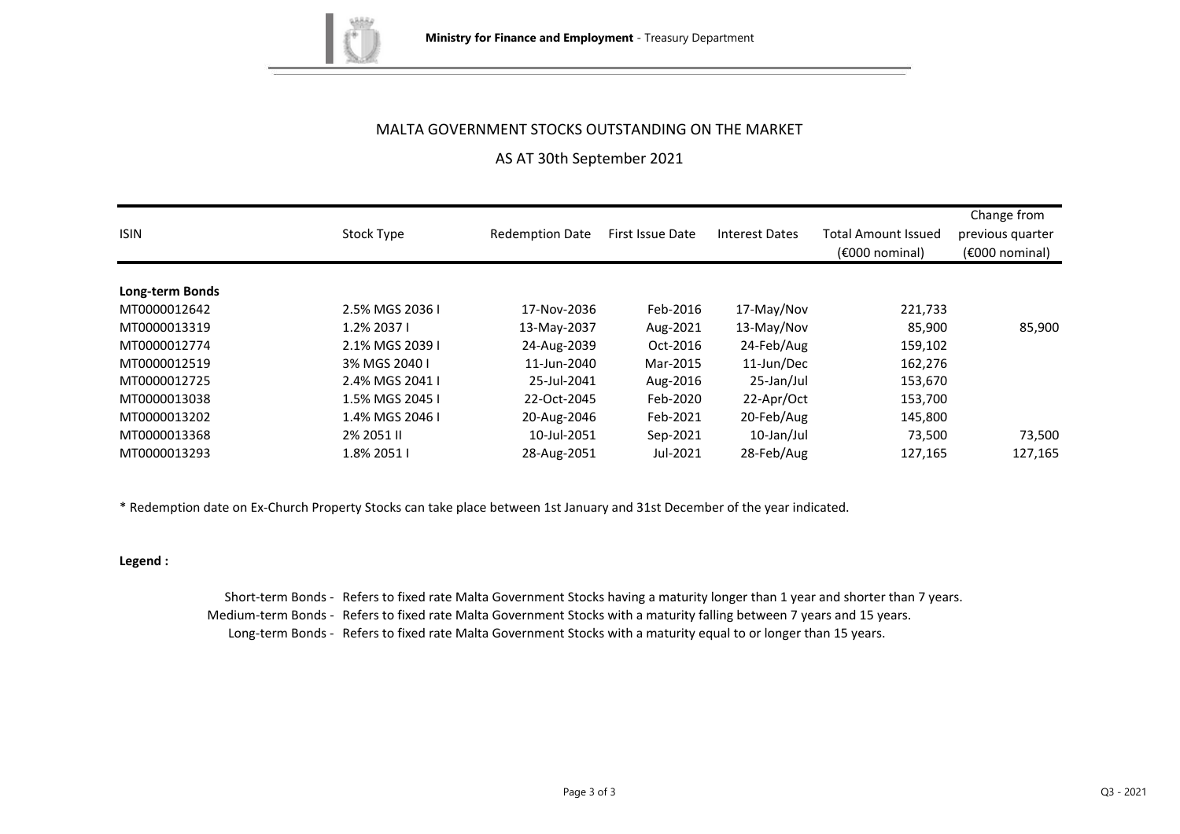# MALTA GOVERNMENT STOCKS OUTSTANDING ON THE MARKET

## AS AT 30th September 2021

| ISIN | Stock Type | Redemption Date | First Issue Date | Interest Dates | Total Amount Issued (€000 nominal) | Change from previous quarter (€000 nominal) |
|---|---|---|---|---|---|---|
| **Long-term Bonds** | | | | | | |
| MT0000012642 | 2.5% MGS 2036 I | 17-Nov-2036 | Feb-2016 | 17-May/Nov | 221,733 | |
| MT0000013319 | 1.2% 2037 I | 13-May-2037 | Aug-2021 | 13-May/Nov | 85,900 | 85,900 |
| MT0000012774 | 2.1% MGS 2039 I | 24-Aug-2039 | Oct-2016 | 24-Feb/Aug | 159,102 | |
| MT0000012519 | 3% MGS 2040 I | 11-Jun-2040 | Mar-2015 | 11-Jun/Dec | 162,276 | |
| MT0000012725 | 2.4% MGS 2041 I | 25-Jul-2041 | Aug-2016 | 25-Jan/Jul | 153,670 | |
| MT0000013038 | 1.5% MGS 2045 I | 22-Oct-2045 | Feb-2020 | 22-Apr/Oct | 153,700 | |
| MT0000013202 | 1.4% MGS 2046 I | 20-Aug-2046 | Feb-2021 | 20-Feb/Aug | 145,800 | |
| MT0000013368 | 2% 2051 II | 10-Jul-2051 | Sep-2021 | 10-Jan/Jul | 73,500 | 73,500 |
| MT0000013293 | 1.8% 2051 I | 28-Aug-2051 | Jul-2021 | 28-Feb/Aug | 127,165 | 127,165 |

* Redemption date on Ex-Church Property Stocks can take place between 1st January and 31st December of the year indicated.

**Legend :**

Short-term Bonds - Refers to fixed rate Malta Government Stocks having a maturity longer than 1 year and shorter than 7 years.

Medium-term Bonds - Refers to fixed rate Malta Government Stocks with a maturity falling between 7 years and 15 years.

Long-term Bonds - Refers to fixed rate Malta Government Stocks with a maturity equal to or longer than 15 years.